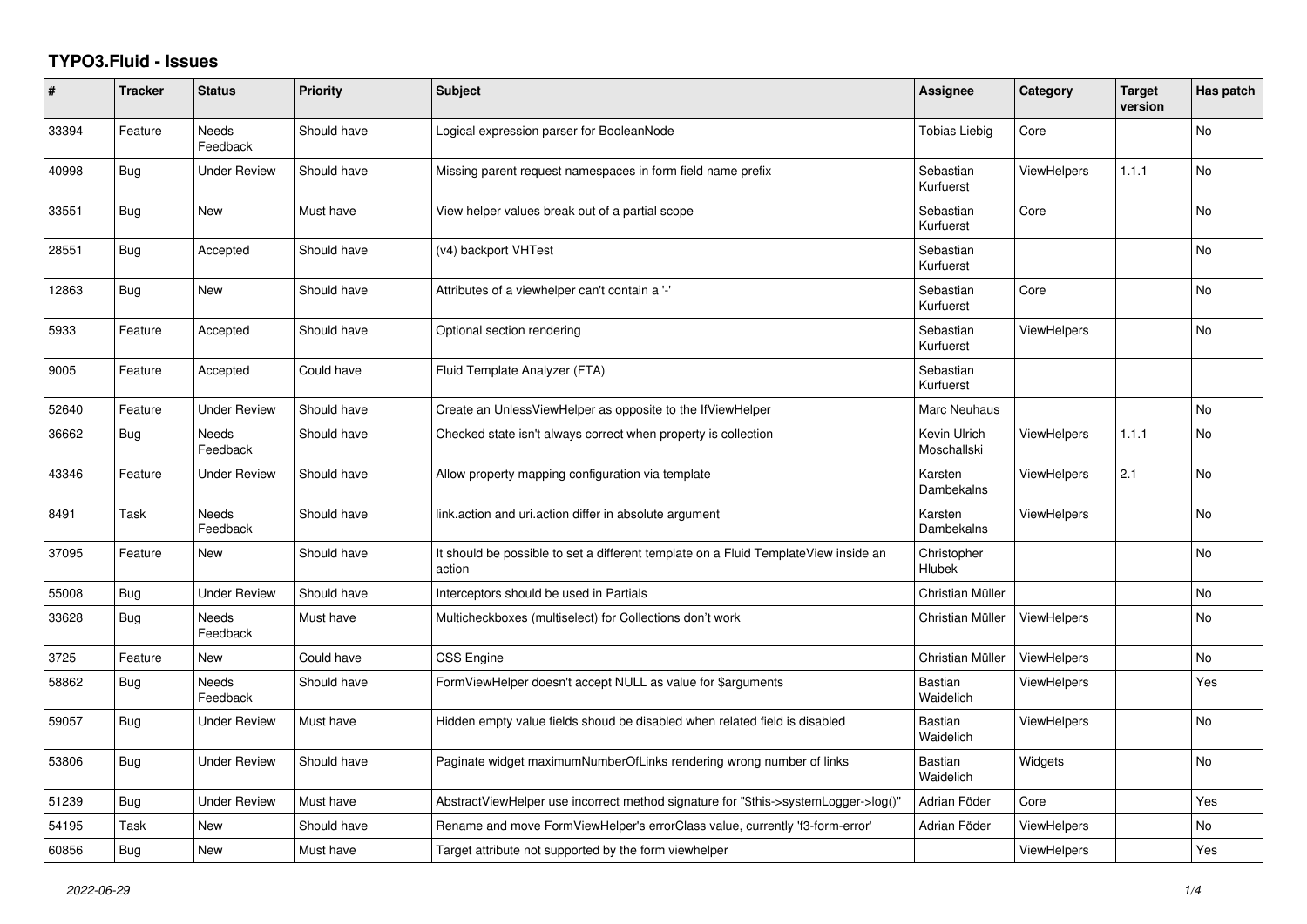# TYPO3.Fluid - Issues

| # | Tracker | Status | Priority | Subject | Assignee | Category | Target version | Has patch |
|---|---|---|---|---|---|---|---|---|
| 33394 | Feature | Needs Feedback | Should have | Logical expression parser for BooleanNode | Tobias Liebig | Core | | No |
| 40998 | Bug | Under Review | Should have | Missing parent request namespaces in form field name prefix | Sebastian Kurfuerst | ViewHelpers | 1.1.1 | No |
| 33551 | Bug | New | Must have | View helper values break out of a partial scope | Sebastian Kurfuerst | Core | | No |
| 28551 | Bug | Accepted | Should have | (v4) backport VHTest | Sebastian Kurfuerst | | | No |
| 12863 | Bug | New | Should have | Attributes of a viewhelper can't contain a '-' | Sebastian Kurfuerst | Core | | No |
| 5933 | Feature | Accepted | Should have | Optional section rendering | Sebastian Kurfuerst | ViewHelpers | | No |
| 9005 | Feature | Accepted | Could have | Fluid Template Analyzer (FTA) | Sebastian Kurfuerst | | | |
| 52640 | Feature | Under Review | Should have | Create an UnlessViewHelper as opposite to the IfViewHelper | Marc Neuhaus | | | No |
| 36662 | Bug | Needs Feedback | Should have | Checked state isn't always correct when property is collection | Kevin Ulrich Moschallski | ViewHelpers | 1.1.1 | No |
| 43346 | Feature | Under Review | Should have | Allow property mapping configuration via template | Karsten Dambekalns | ViewHelpers | 2.1 | No |
| 8491 | Task | Needs Feedback | Should have | link.action and uri.action differ in absolute argument | Karsten Dambekalns | ViewHelpers | | No |
| 37095 | Feature | New | Should have | It should be possible to set a different template on a Fluid TemplateView inside an action | Christopher Hlubek | | | No |
| 55008 | Bug | Under Review | Should have | Interceptors should be used in Partials | Christian Müller | | | No |
| 33628 | Bug | Needs Feedback | Must have | Multicheckboxes (multiselect) for Collections don't work | Christian Müller | ViewHelpers | | No |
| 3725 | Feature | New | Could have | CSS Engine | Christian Müller | ViewHelpers | | No |
| 58862 | Bug | Needs Feedback | Should have | FormViewHelper doesn't accept NULL as value for $arguments | Bastian Waidelich | ViewHelpers | | Yes |
| 59057 | Bug | Under Review | Must have | Hidden empty value fields shoud be disabled when related field is disabled | Bastian Waidelich | ViewHelpers | | No |
| 53806 | Bug | Under Review | Should have | Paginate widget maximumNumberOfLinks rendering wrong number of links | Bastian Waidelich | Widgets | | No |
| 51239 | Bug | Under Review | Must have | AbstractViewHelper use incorrect method signature for "$this->systemLogger->log()" | Adrian Föder | Core | | Yes |
| 54195 | Task | New | Should have | Rename and move FormViewHelper's errorClass value, currently 'f3-form-error' | Adrian Föder | ViewHelpers | | No |
| 60856 | Bug | New | Must have | Target attribute not supported by the form viewhelper | | ViewHelpers | | Yes |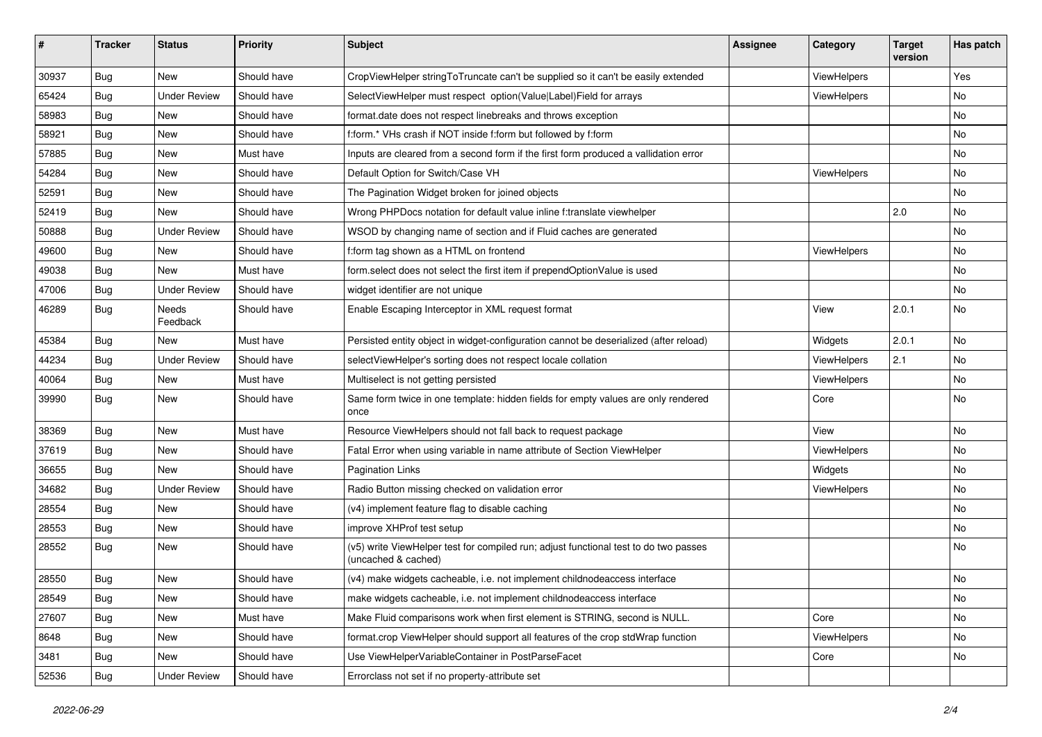| # | Tracker | Status | Priority | Subject | Assignee | Category | Target version | Has patch |
|---|---|---|---|---|---|---|---|---|
| 30937 | Bug | New | Should have | CropViewHelper stringToTruncate can't be supplied so it can't be easily extended | | ViewHelpers | | Yes |
| 65424 | Bug | Under Review | Should have | SelectViewHelper must respect option(Value\|Label)Field for arrays | | ViewHelpers | | No |
| 58983 | Bug | New | Should have | format.date does not respect linebreaks and throws exception | | | | No |
| 58921 | Bug | New | Should have | f:form.* VHs crash if NOT inside f:form but followed by f:form | | | | No |
| 57885 | Bug | New | Must have | Inputs are cleared from a second form if the first form produced a vallidation error | | | | No |
| 54284 | Bug | New | Should have | Default Option for Switch/Case VH | | ViewHelpers | | No |
| 52591 | Bug | New | Should have | The Pagination Widget broken for joined objects | | | | No |
| 52419 | Bug | New | Should have | Wrong PHPDocs notation for default value inline f:translate viewhelper | | | 2.0 | No |
| 50888 | Bug | Under Review | Should have | WSOD by changing name of section and if Fluid caches are generated | | | | No |
| 49600 | Bug | New | Should have | f:form tag shown as a HTML on frontend | | ViewHelpers | | No |
| 49038 | Bug | New | Must have | form.select does not select the first item if prependOptionValue is used | | | | No |
| 47006 | Bug | Under Review | Should have | widget identifier are not unique | | | | No |
| 46289 | Bug | Needs Feedback | Should have | Enable Escaping Interceptor in XML request format | | View | 2.0.1 | No |
| 45384 | Bug | New | Must have | Persisted entity object in widget-configuration cannot be deserialized (after reload) | | Widgets | 2.0.1 | No |
| 44234 | Bug | Under Review | Should have | selectViewHelper's sorting does not respect locale collation | | ViewHelpers | 2.1 | No |
| 40064 | Bug | New | Must have | Multiselect is not getting persisted | | ViewHelpers | | No |
| 39990 | Bug | New | Should have | Same form twice in one template: hidden fields for empty values are only rendered once | | Core | | No |
| 38369 | Bug | New | Must have | Resource ViewHelpers should not fall back to request package | | View | | No |
| 37619 | Bug | New | Should have | Fatal Error when using variable in name attribute of Section ViewHelper | | ViewHelpers | | No |
| 36655 | Bug | New | Should have | Pagination Links | | Widgets | | No |
| 34682 | Bug | Under Review | Should have | Radio Button missing checked on validation error | | ViewHelpers | | No |
| 28554 | Bug | New | Should have | (v4) implement feature flag to disable caching | | | | No |
| 28553 | Bug | New | Should have | improve XHProf test setup | | | | No |
| 28552 | Bug | New | Should have | (v5) write ViewHelper test for compiled run; adjust functional test to do two passes (uncached & cached) | | | | No |
| 28550 | Bug | New | Should have | (v4) make widgets cacheable, i.e. not implement childnodeaccess interface | | | | No |
| 28549 | Bug | New | Should have | make widgets cacheable, i.e. not implement childnodeaccess interface | | | | No |
| 27607 | Bug | New | Must have | Make Fluid comparisons work when first element is STRING, second is NULL. | | Core | | No |
| 8648 | Bug | New | Should have | format.crop ViewHelper should support all features of the crop stdWrap function | | ViewHelpers | | No |
| 3481 | Bug | New | Should have | Use ViewHelperVariableContainer in PostParseFacet | | Core | | No |
| 52536 | Bug | Under Review | Should have | Errorclass not set if no property-attribute set | | | | |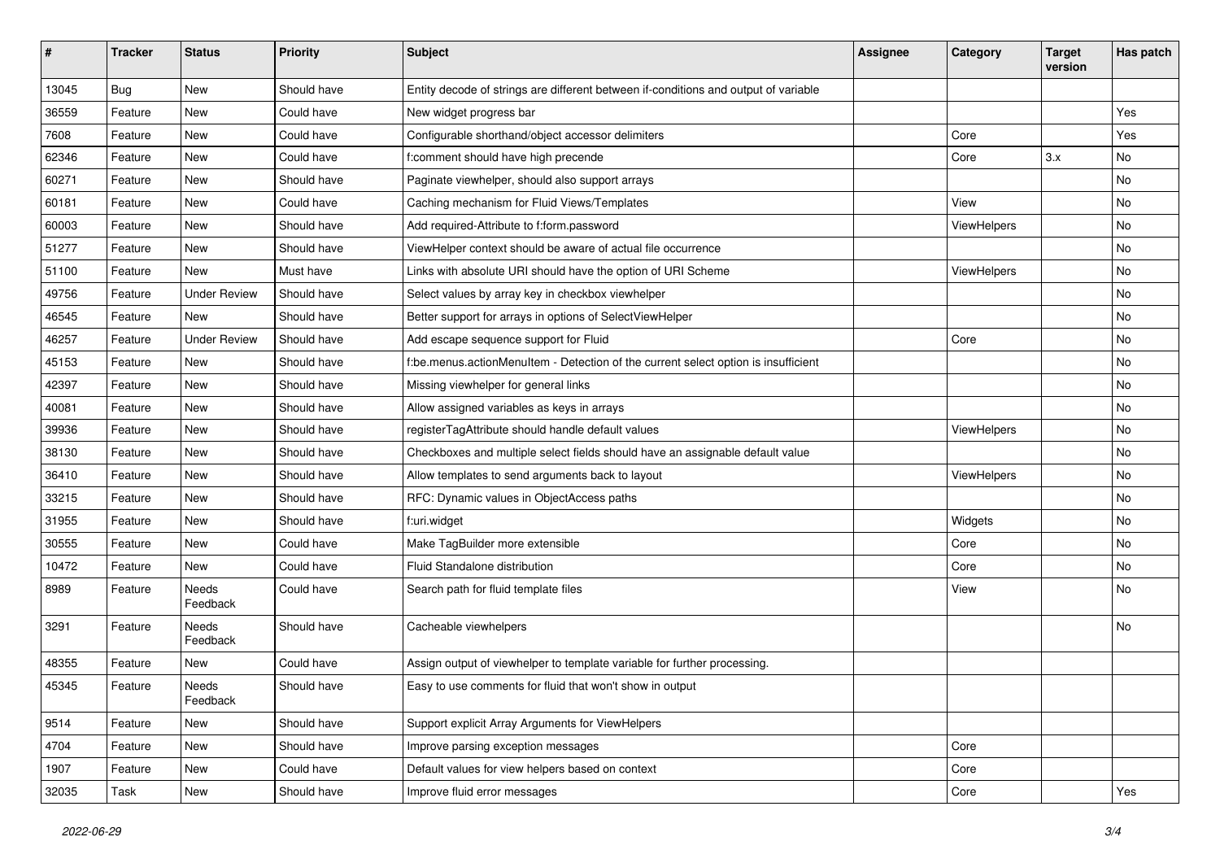| # | Tracker | Status | Priority | Subject | Assignee | Category | Target version | Has patch |
|---|---|---|---|---|---|---|---|---|
| 13045 | Bug | New | Should have | Entity decode of strings are different between if-conditions and output of variable | | | | |
| 36559 | Feature | New | Could have | New widget progress bar | | | | Yes |
| 7608 | Feature | New | Could have | Configurable shorthand/object accessor delimiters | | Core | | Yes |
| 62346 | Feature | New | Could have | f:comment should have high precende | | Core | 3.x | No |
| 60271 | Feature | New | Should have | Paginate viewhelper, should also support arrays | | | | No |
| 60181 | Feature | New | Could have | Caching mechanism for Fluid Views/Templates | | View | | No |
| 60003 | Feature | New | Should have | Add required-Attribute to f:form.password | | ViewHelpers | | No |
| 51277 | Feature | New | Should have | ViewHelper context should be aware of actual file occurrence | | | | No |
| 51100 | Feature | New | Must have | Links with absolute URI should have the option of URI Scheme | | ViewHelpers | | No |
| 49756 | Feature | Under Review | Should have | Select values by array key in checkbox viewhelper | | | | No |
| 46545 | Feature | New | Should have | Better support for arrays in options of SelectViewHelper | | | | No |
| 46257 | Feature | Under Review | Should have | Add escape sequence support for Fluid | | Core | | No |
| 45153 | Feature | New | Should have | f:be.menus.actionMenuItem - Detection of the current select option is insufficient | | | | No |
| 42397 | Feature | New | Should have | Missing viewhelper for general links | | | | No |
| 40081 | Feature | New | Should have | Allow assigned variables as keys in arrays | | | | No |
| 39936 | Feature | New | Should have | registerTagAttribute should handle default values | | ViewHelpers | | No |
| 38130 | Feature | New | Should have | Checkboxes and multiple select fields should have an assignable default value | | | | No |
| 36410 | Feature | New | Should have | Allow templates to send arguments back to layout | | ViewHelpers | | No |
| 33215 | Feature | New | Should have | RFC: Dynamic values in ObjectAccess paths | | | | No |
| 31955 | Feature | New | Should have | f:uri.widget | | Widgets | | No |
| 30555 | Feature | New | Could have | Make TagBuilder more extensible | | Core | | No |
| 10472 | Feature | New | Could have | Fluid Standalone distribution | | Core | | No |
| 8989 | Feature | Needs Feedback | Could have | Search path for fluid template files | | View | | No |
| 3291 | Feature | Needs Feedback | Should have | Cacheable viewhelpers | | | | No |
| 48355 | Feature | New | Could have | Assign output of viewhelper to template variable for further processing. | | | | |
| 45345 | Feature | Needs Feedback | Should have | Easy to use comments for fluid that won't show in output | | | | |
| 9514 | Feature | New | Should have | Support explicit Array Arguments for ViewHelpers | | | | |
| 4704 | Feature | New | Should have | Improve parsing exception messages | | Core | | |
| 1907 | Feature | New | Could have | Default values for view helpers based on context | | Core | | |
| 32035 | Task | New | Should have | Improve fluid error messages | | Core | | Yes |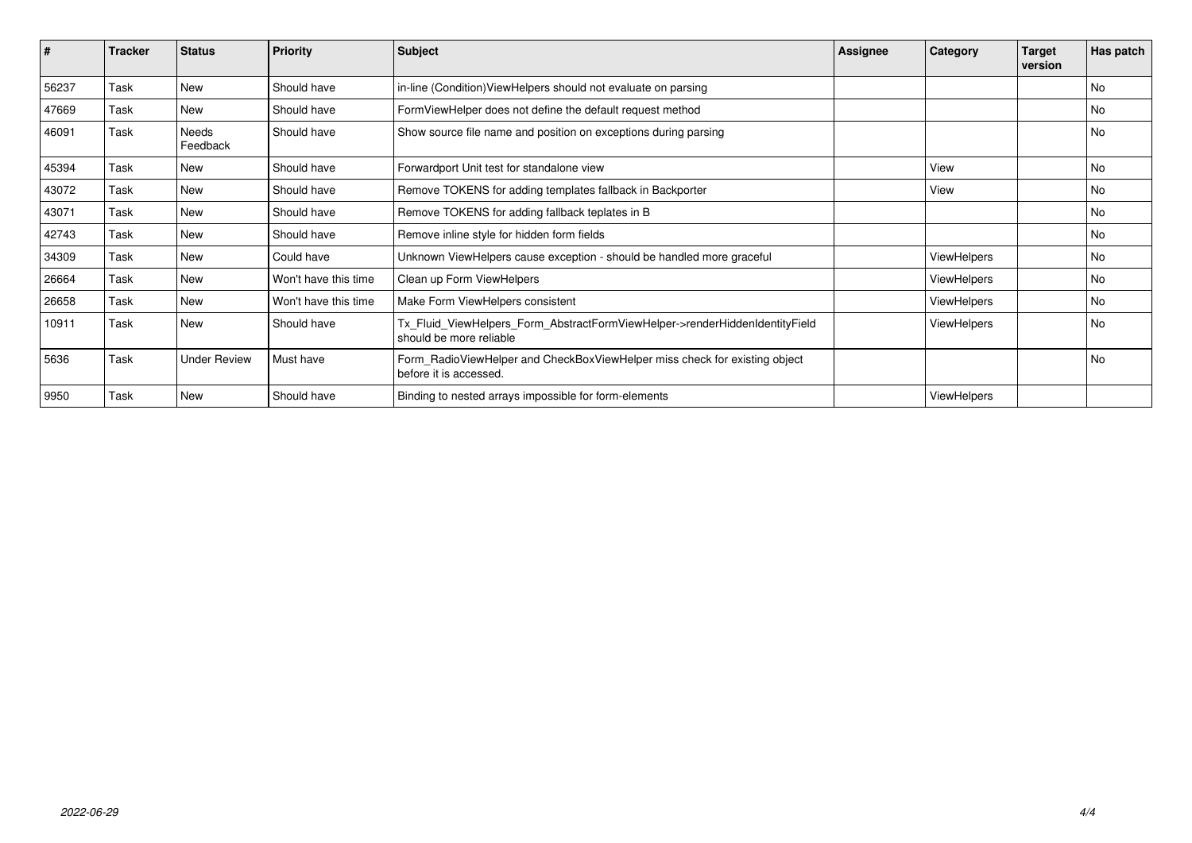| # | Tracker | Status | Priority | Subject | Assignee | Category | Target version | Has patch |
|---|---|---|---|---|---|---|---|---|
| 56237 | Task | New | Should have | in-line (Condition)ViewHelpers should not evaluate on parsing | | | | No |
| 47669 | Task | New | Should have | FormViewHelper does not define the default request method | | | | No |
| 46091 | Task | Needs Feedback | Should have | Show source file name and position on exceptions during parsing | | | | No |
| 45394 | Task | New | Should have | Forwardport Unit test for standalone view | | View | | No |
| 43072 | Task | New | Should have | Remove TOKENS for adding templates fallback in Backporter | | View | | No |
| 43071 | Task | New | Should have | Remove TOKENS for adding fallback teplates in B | | | | No |
| 42743 | Task | New | Should have | Remove inline style for hidden form fields | | | | No |
| 34309 | Task | New | Could have | Unknown ViewHelpers cause exception - should be handled more graceful | | ViewHelpers | | No |
| 26664 | Task | New | Won't have this time | Clean up Form ViewHelpers | | ViewHelpers | | No |
| 26658 | Task | New | Won't have this time | Make Form ViewHelpers consistent | | ViewHelpers | | No |
| 10911 | Task | New | Should have | Tx_Fluid_ViewHelpers_Form_AbstractFormViewHelper->renderHiddenIdentityField should be more reliable | | ViewHelpers | | No |
| 5636 | Task | Under Review | Must have | Form_RadioViewHelper and CheckBoxViewHelper miss check for existing object before it is accessed. | | | | No |
| 9950 | Task | New | Should have | Binding to nested arrays impossible for form-elements | | ViewHelpers | | |